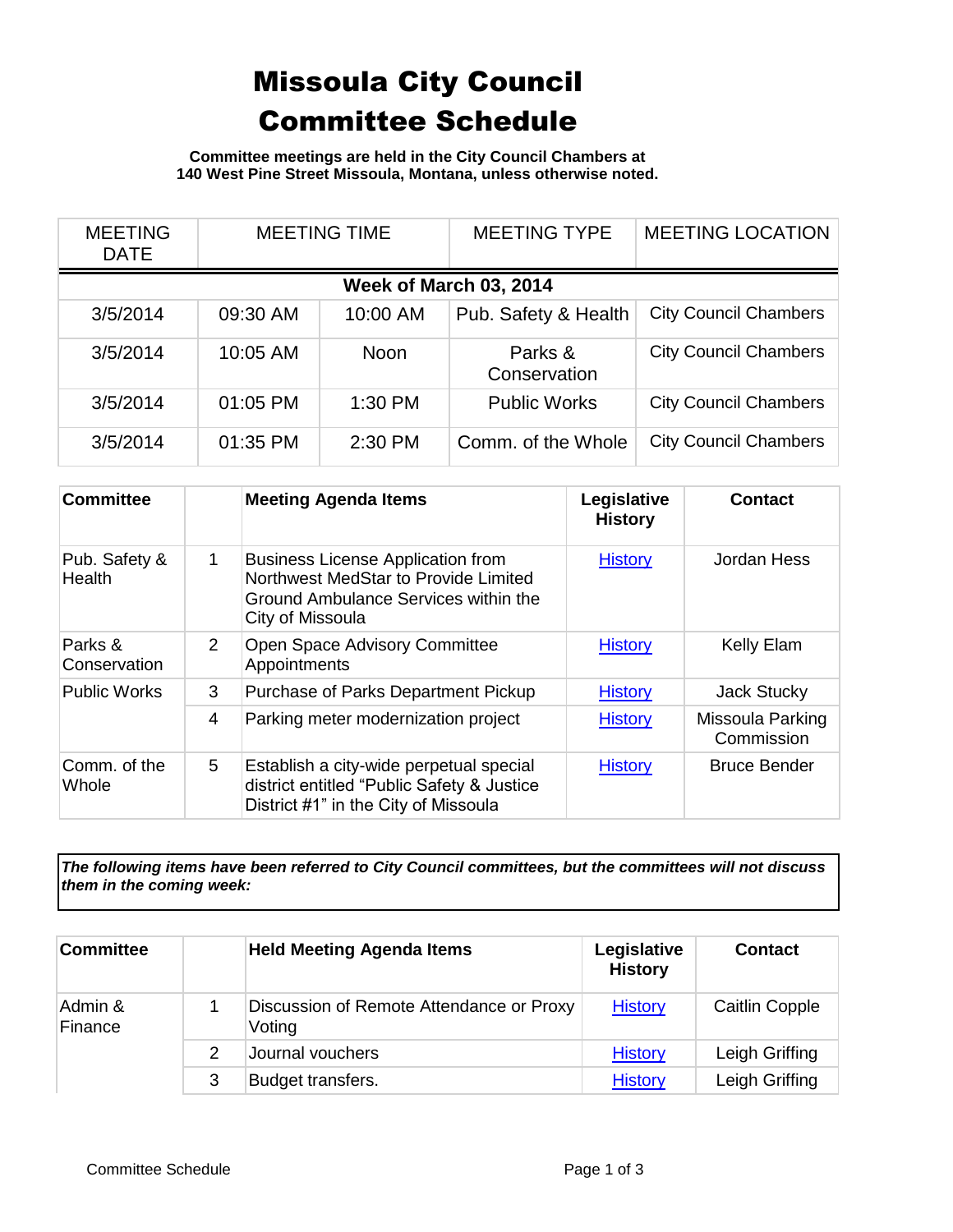# Missoula City Council Committee Schedule

**Committee meetings are held in the City Council Chambers at 140 West Pine Street Missoula, Montana, unless otherwise noted.**

| MEETING DATE | MEETING TIME | | MEETING TYPE | MEETING LOCATION |
|---|---|---|---|---|
| **Week of March 03, 2014** | | | | |
| 3/5/2014 | 09:30 AM | 10:00 AM | Pub. Safety & Health | City Council Chambers |
| 3/5/2014 | 10:05 AM | Noon | Parks & Conservation | City Council Chambers |
| 3/5/2014 | 01:05 PM | 1:30 PM | Public Works | City Council Chambers |
| 3/5/2014 | 01:35 PM | 2:30 PM | Comm. of the Whole | City Council Chambers |

| Committee | | Meeting Agenda Items | Legislative History | Contact |
|---|---|---|---|---|
| Pub. Safety & Health | 1 | Business License Application from Northwest MedStar to Provide Limited Ground Ambulance Services within the City of Missoula | History | Jordan Hess |
| Parks & Conservation | 2 | Open Space Advisory Committee Appointments | History | Kelly Elam |
| Public Works | 3 | Purchase of Parks Department Pickup | History | Jack Stucky |
| | 4 | Parking meter modernization project | History | Missoula Parking Commission |
| Comm. of the Whole | 5 | Establish a city-wide perpetual special district entitled "Public Safety & Justice District #1" in the City of Missoula | History | Bruce Bender |

***The following items have been referred to City Council committees, but the committees will not discuss them in the coming week:***

| Committee | | Held Meeting Agenda Items | Legislative History | Contact |
|---|---|---|---|---|
| Admin & Finance | 1 | Discussion of Remote Attendance or Proxy Voting | History | Caitlin Copple |
| | 2 | Journal vouchers | History | Leigh Griffing |
| | 3 | Budget transfers. | History | Leigh Griffing |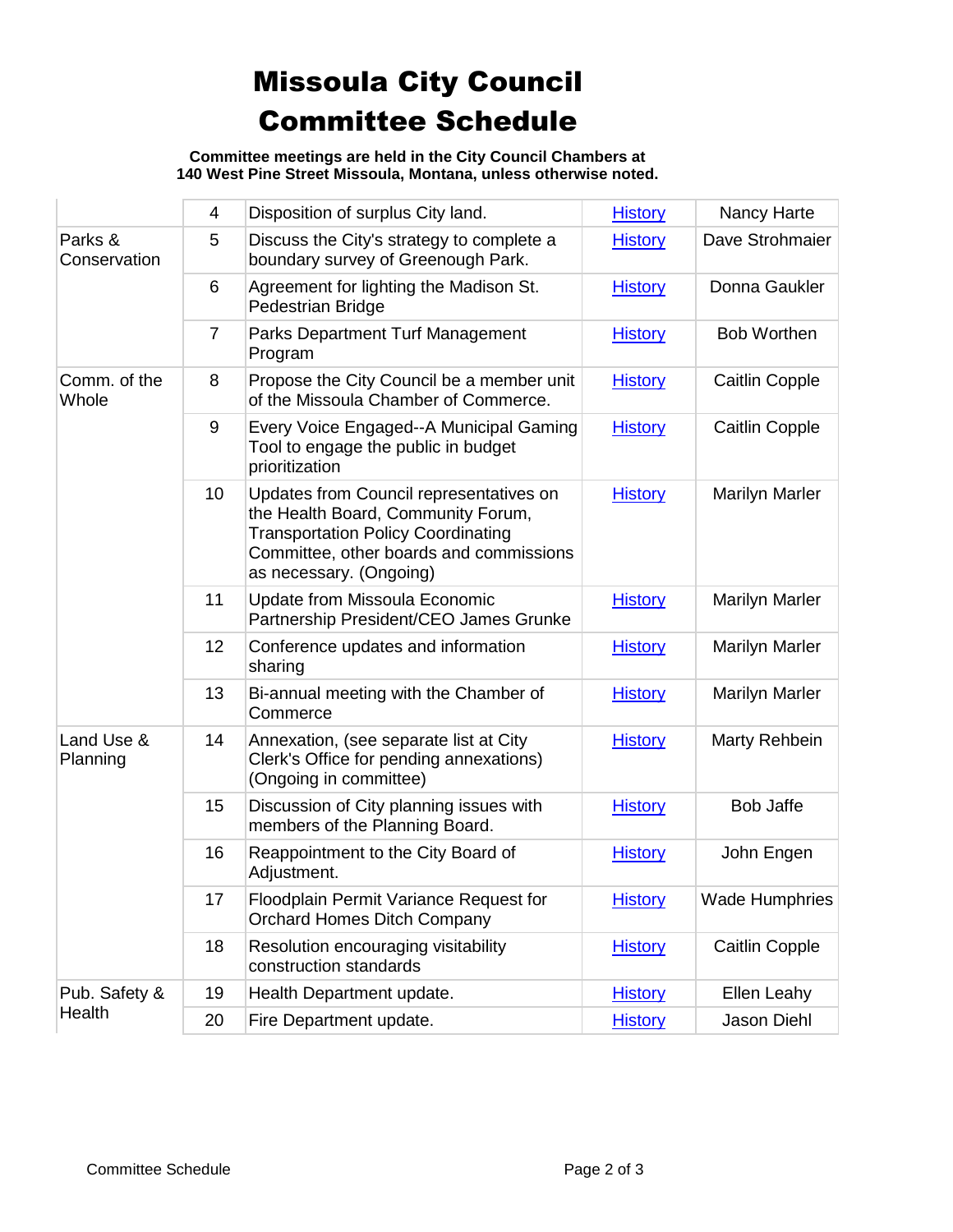# Missoula City Council Committee Schedule

**Committee meetings are held in the City Council Chambers at 140 West Pine Street Missoula, Montana, unless otherwise noted.**

| | | | | |
|---|---|---|---|---|
| | 4 | Disposition of surplus City land. | History | Nancy Harte |
| Parks & Conservation | 5 | Discuss the City's strategy to complete a boundary survey of Greenough Park. | History | Dave Strohmaier |
| | 6 | Agreement for lighting the Madison St. Pedestrian Bridge | History | Donna Gaukler |
| | 7 | Parks Department Turf Management Program | History | Bob Worthen |
| Comm. of the Whole | 8 | Propose the City Council be a member unit of the Missoula Chamber of Commerce. | History | Caitlin Copple |
| | 9 | Every Voice Engaged--A Municipal Gaming Tool to engage the public in budget prioritization | History | Caitlin Copple |
| | 10 | Updates from Council representatives on the Health Board, Community Forum, Transportation Policy Coordinating Committee, other boards and commissions as necessary. (Ongoing) | History | Marilyn Marler |
| | 11 | Update from Missoula Economic Partnership President/CEO James Grunke | History | Marilyn Marler |
| | 12 | Conference updates and information sharing | History | Marilyn Marler |
| | 13 | Bi-annual meeting with the Chamber of Commerce | History | Marilyn Marler |
| Land Use & Planning | 14 | Annexation, (see separate list at City Clerk's Office for pending annexations) (Ongoing in committee) | History | Marty Rehbein |
| | 15 | Discussion of City planning issues with members of the Planning Board. | History | Bob Jaffe |
| | 16 | Reappointment to the City Board of Adjustment. | History | John Engen |
| | 17 | Floodplain Permit Variance Request for Orchard Homes Ditch Company | History | Wade Humphries |
| | 18 | Resolution encouraging visitability construction standards | History | Caitlin Copple |
| Pub. Safety & Health | 19 | Health Department update. | History | Ellen Leahy |
| | 20 | Fire Department update. | History | Jason Diehl |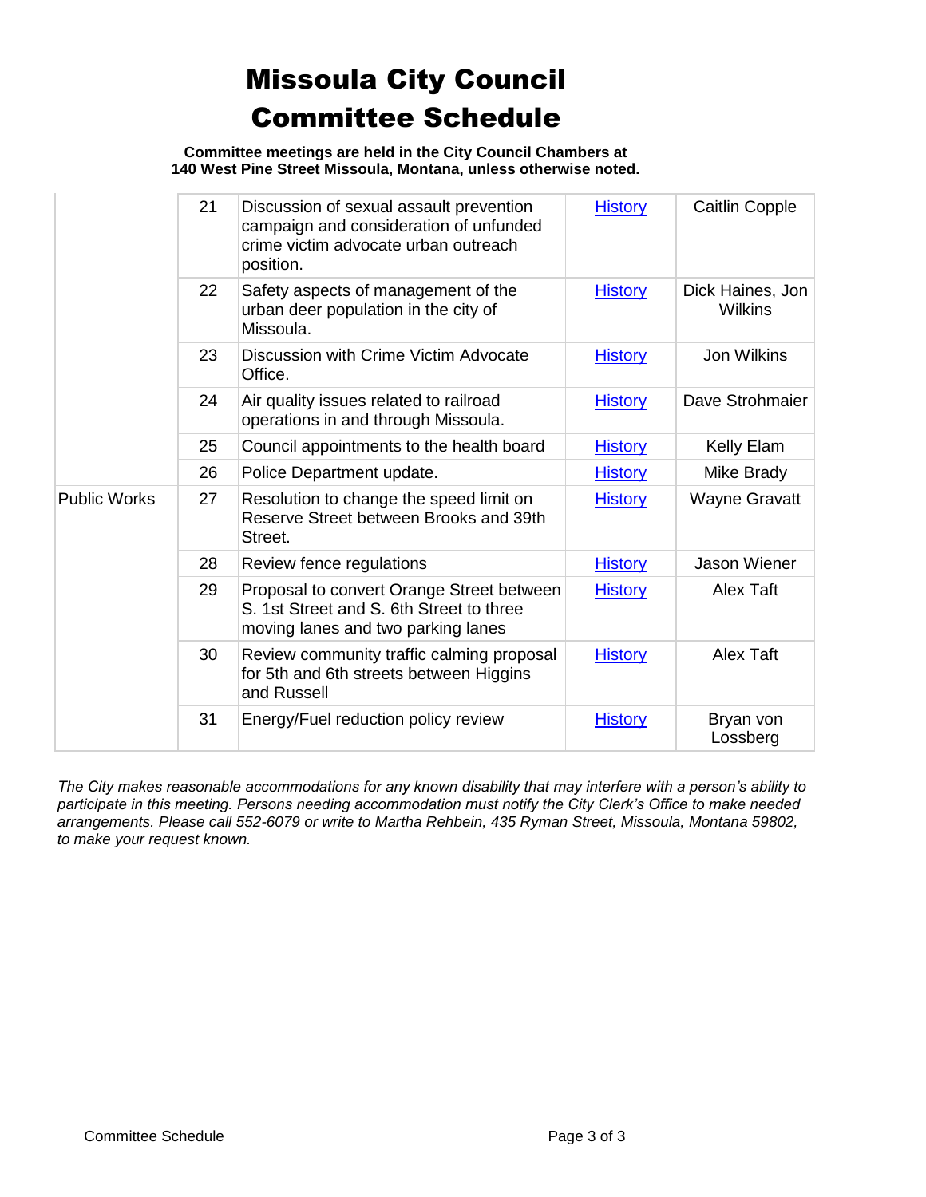# Missoula City Council Committee Schedule

**Committee meetings are held in the City Council Chambers at 140 West Pine Street Missoula, Montana, unless otherwise noted.**

| | | | | |
|---|---|---|---|---|
| | 21 | Discussion of sexual assault prevention campaign and consideration of unfunded crime victim advocate urban outreach position. | History | Caitlin Copple |
| | 22 | Safety aspects of management of the urban deer population in the city of Missoula. | History | Dick Haines, Jon Wilkins |
| | 23 | Discussion with Crime Victim Advocate Office. | History | Jon Wilkins |
| | 24 | Air quality issues related to railroad operations in and through Missoula. | History | Dave Strohmaier |
| | 25 | Council appointments to the health board | History | Kelly Elam |
| | 26 | Police Department update. | History | Mike Brady |
| Public Works | 27 | Resolution to change the speed limit on Reserve Street between Brooks and 39th Street. | History | Wayne Gravatt |
| | 28 | Review fence regulations | History | Jason Wiener |
| | 29 | Proposal to convert Orange Street between S. 1st Street and S. 6th Street to three moving lanes and two parking lanes | History | Alex Taft |
| | 30 | Review community traffic calming proposal for 5th and 6th streets between Higgins and Russell | History | Alex Taft |
| | 31 | Energy/Fuel reduction policy review | History | Bryan von Lossberg |

*The City makes reasonable accommodations for any known disability that may interfere with a person's ability to participate in this meeting. Persons needing accommodation must notify the City Clerk's Office to make needed arrangements. Please call 552-6079 or write to Martha Rehbein, 435 Ryman Street, Missoula, Montana 59802, to make your request known.*